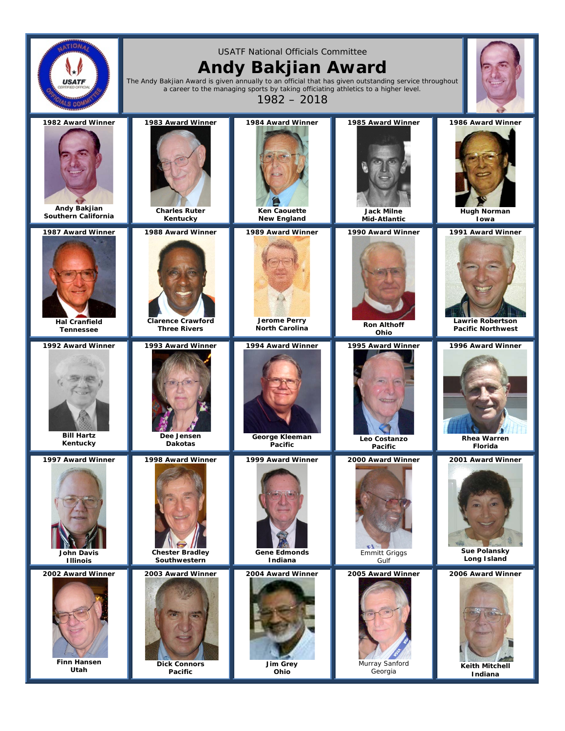USATF National Officials Committee

# Andy Bakjian Award

The Andy Bakjian Award is given annually to an official that has given outstanding service throughout a career to the managing sports by taking officiating athletics to a higher level.

1982 – 2018

| Year | Award Winner | Association |
|---|---|---|
| 1982 Award Winner | Andy Bakjian | Southern California |
| 1983 Award Winner | Charles Ruter | Kentucky |
| 1984 Award Winner | Ken Caouette | New England |
| 1985 Award Winner | Jack Milne | Mid-Atlantic |
| 1986 Award Winner | Hugh Norman | Iowa |
| 1987 Award Winner | Hal Cranfield | Tennessee |
| 1988 Award Winner | Clarence Crawford | Three Rivers |
| 1989 Award Winner | Jerome Perry | North Carolina |
| 1990 Award Winner | Ron Althoff | Ohio |
| 1991 Award Winner | Lawrie Robertson | Pacific Northwest |
| 1992 Award Winner | Bill Hartz | Kentucky |
| 1993 Award Winner | Dee Jensen | Dakotas |
| 1994 Award Winner | George Kleeman | Pacific |
| 1995 Award Winner | Leo Costanzo | Pacific |
| 1996 Award Winner | Rhea Warren | Florida |
| 1997 Award Winner | John Davis | Illinois |
| 1998 Award Winner | Chester Bradley | Southwestern |
| 1999 Award Winner | Gene Edmonds | Indiana |
| 2000 Award Winner | Emmitt Griggs | Gulf |
| 2001 Award Winner | Sue Polansky | Long Island |
| 2002 Award Winner | Finn Hansen | Utah |
| 2003 Award Winner | Dick Connors | Pacific |
| 2004 Award Winner | Jim Grey | Ohio |
| 2005 Award Winner | Murray Sanford | Georgia |
| 2006 Award Winner | Keith Mitchell | Indiana |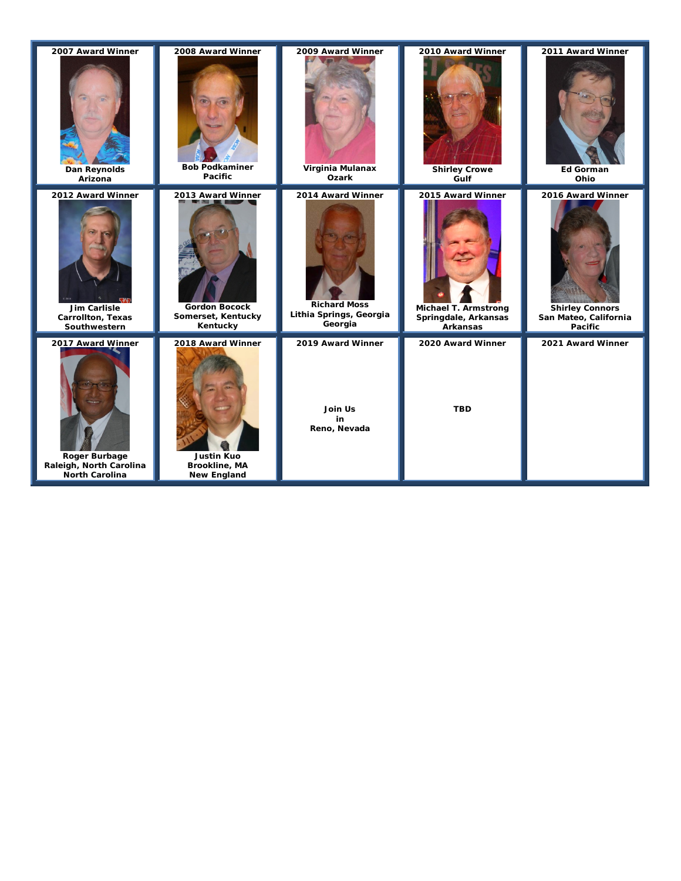| | | | | |
|---|---|---|---|---|
| **2007 Award Winner**<br>Dan Reynolds<br>Arizona | **2008 Award Winner**<br>Bob Podkaminer<br>Pacific | **2009 Award Winner**<br>Virginia Mulanax<br>Ozark | **2010 Award Winner**<br>Shirley Crowe<br>Gulf | **2011 Award Winner**<br>Ed Gorman<br>Ohio |
| **2012 Award Winner**<br>Jim Carlisle<br>Carrollton, Texas<br>Southwestern | **2013 Award Winner**<br>Gordon Bocock<br>Somerset, Kentucky<br>Kentucky | **2014 Award Winner**<br>Richard Moss<br>Lithia Springs, Georgia<br>Georgia | **2015 Award Winner**<br>Michael T. Armstrong<br>Springdale, Arkansas<br>Arkansas | **2016 Award Winner**<br>Shirley Connors<br>San Mateo, California<br>Pacific |
| **2017 Award Winner**<br>Roger Burbage<br>Raleigh, North Carolina<br>North Carolina | **2018 Award Winner**<br>Justin Kuo<br>Brookline, MA<br>New England | **2019 Award Winner**<br>Join Us<br>in<br>Reno, Nevada | **2020 Award Winner**<br>TBD | **2021 Award Winner** |